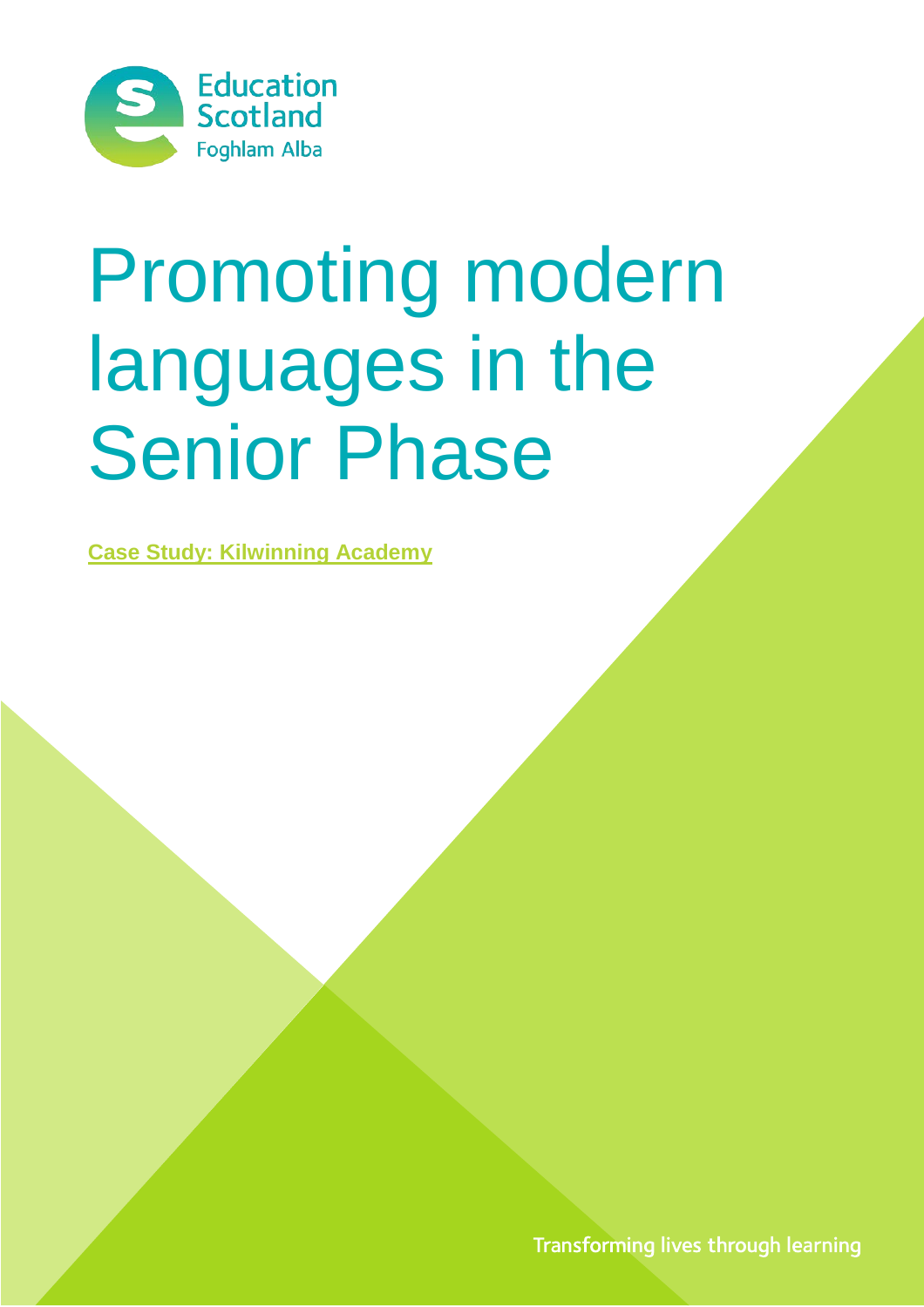Education Scotland
Foghlam Alba

# Promoting modern languages in the Senior Phase

**Case Study: Kilwinning Academy**

Transforming lives through learning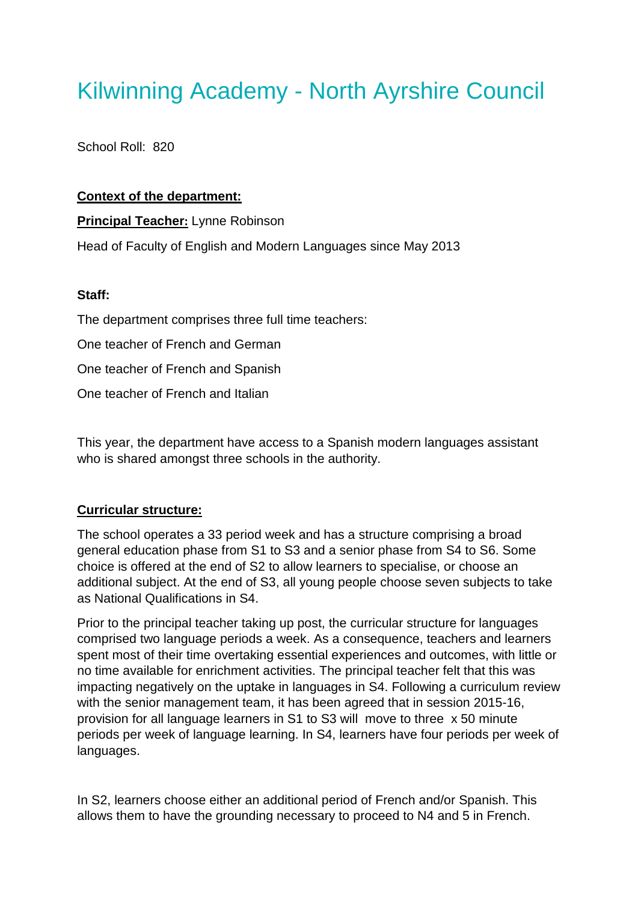# Kilwinning Academy - North Ayrshire Council

School Roll: 820

**Context of the department:**

**Principal Teacher:** Lynne Robinson

Head of Faculty of English and Modern Languages since May 2013

**Staff:**

The department comprises three full time teachers:

One teacher of French and German

One teacher of French and Spanish

One teacher of French and Italian

This year, the department have access to a Spanish modern languages assistant who is shared amongst three schools in the authority.

**Curricular structure:**

The school operates a 33 period week and has a structure comprising a broad general education phase from S1 to S3 and a senior phase from S4 to S6. Some choice is offered at the end of S2 to allow learners to specialise, or choose an additional subject. At the end of S3, all young people choose seven subjects to take as National Qualifications in S4.

Prior to the principal teacher taking up post, the curricular structure for languages comprised two language periods a week. As a consequence, teachers and learners spent most of their time overtaking essential experiences and outcomes, with little or no time available for enrichment activities. The principal teacher felt that this was impacting negatively on the uptake in languages in S4. Following a curriculum review with the senior management team, it has been agreed that in session 2015-16, provision for all language learners in S1 to S3 will move to three x 50 minute periods per week of language learning. In S4, learners have four periods per week of languages.

In S2, learners choose either an additional period of French and/or Spanish. This allows them to have the grounding necessary to proceed to N4 and 5 in French.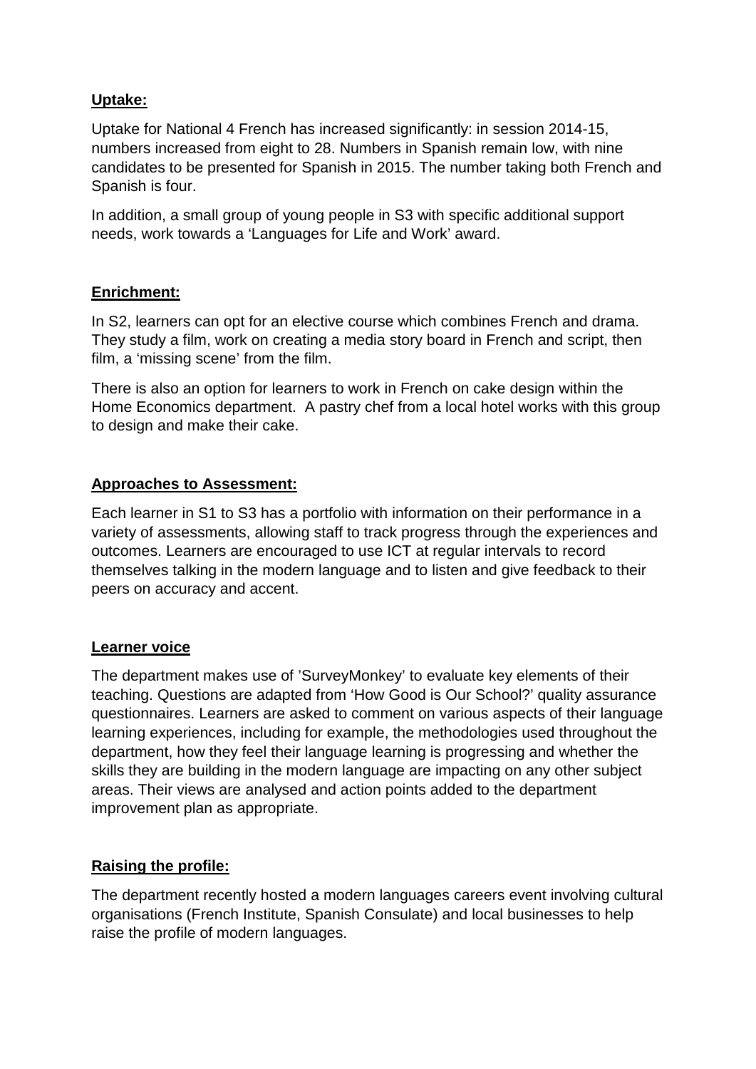**Uptake:**

Uptake for National 4 French has increased significantly: in session 2014-15, numbers increased from eight to 28. Numbers in Spanish remain low, with nine candidates to be presented for Spanish in 2015. The number taking both French and Spanish is four.

In addition, a small group of young people in S3 with specific additional support needs, work towards a 'Languages for Life and Work' award.

**Enrichment:**

In S2, learners can opt for an elective course which combines French and drama. They study a film, work on creating a media story board in French and script, then film, a 'missing scene' from the film.

There is also an option for learners to work in French on cake design within the Home Economics department. A pastry chef from a local hotel works with this group to design and make their cake.

**Approaches to Assessment:**

Each learner in S1 to S3 has a portfolio with information on their performance in a variety of assessments, allowing staff to track progress through the experiences and outcomes. Learners are encouraged to use ICT at regular intervals to record themselves talking in the modern language and to listen and give feedback to their peers on accuracy and accent.

**Learner voice**

The department makes use of 'SurveyMonkey' to evaluate key elements of their teaching. Questions are adapted from 'How Good is Our School?' quality assurance questionnaires. Learners are asked to comment on various aspects of their language learning experiences, including for example, the methodologies used throughout the department, how they feel their language learning is progressing and whether the skills they are building in the modern language are impacting on any other subject areas. Their views are analysed and action points added to the department improvement plan as appropriate.

**Raising the profile:**

The department recently hosted a modern languages careers event involving cultural organisations (French Institute, Spanish Consulate) and local businesses to help raise the profile of modern languages.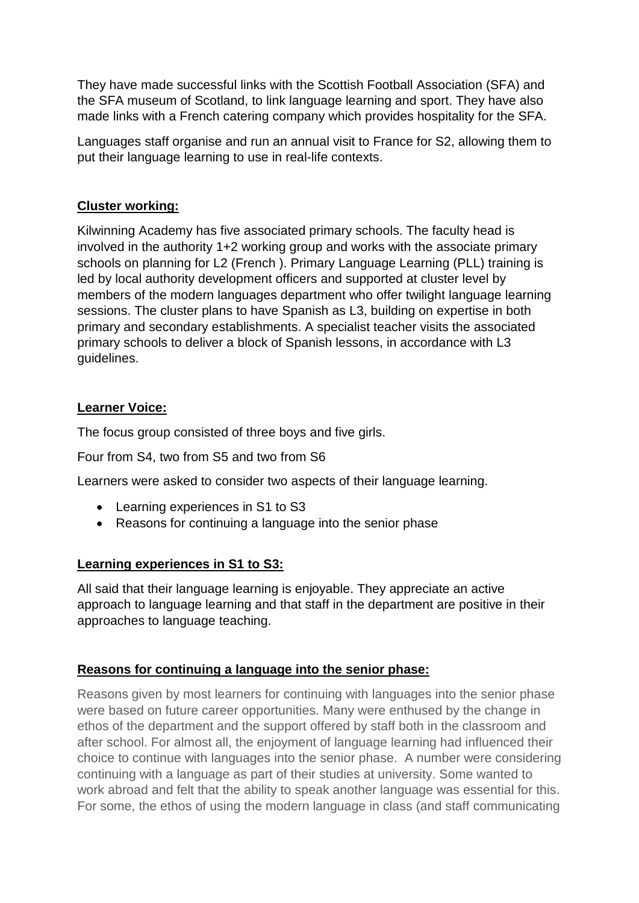They have made successful links with the Scottish Football Association (SFA) and the SFA museum of Scotland, to link language learning and sport. They have also made links with a French catering company which provides hospitality for the SFA.

Languages staff organise and run an annual visit to France for S2, allowing them to put their language learning to use in real-life contexts.

**Cluster working:**

Kilwinning Academy has five associated primary schools. The faculty head is involved in the authority 1+2 working group and works with the associate primary schools on planning for L2 (French ). Primary Language Learning (PLL) training is led by local authority development officers and supported at cluster level by members of the modern languages department who offer twilight language learning sessions. The cluster plans to have Spanish as L3, building on expertise in both primary and secondary establishments. A specialist teacher visits the associated primary schools to deliver a block of Spanish lessons, in accordance with L3 guidelines.

**Learner Voice:**

The focus group consisted of three boys and five girls.

Four from S4, two from S5 and two from S6

Learners were asked to consider two aspects of their language learning.

- Learning experiences in S1 to S3
- Reasons for continuing a language into the senior phase

**Learning experiences in S1 to S3:**

All said that their language learning is enjoyable. They appreciate an active approach to language learning and that staff in the department are positive in their approaches to language teaching.

**Reasons for continuing a language into the senior phase:**

Reasons given by most learners for continuing with languages into the senior phase were based on future career opportunities. Many were enthused by the change in ethos of the department and the support offered by staff both in the classroom and after school. For almost all, the enjoyment of language learning had influenced their choice to continue with languages into the senior phase. A number were considering continuing with a language as part of their studies at university. Some wanted to work abroad and felt that the ability to speak another language was essential for this. For some, the ethos of using the modern language in class (and staff communicating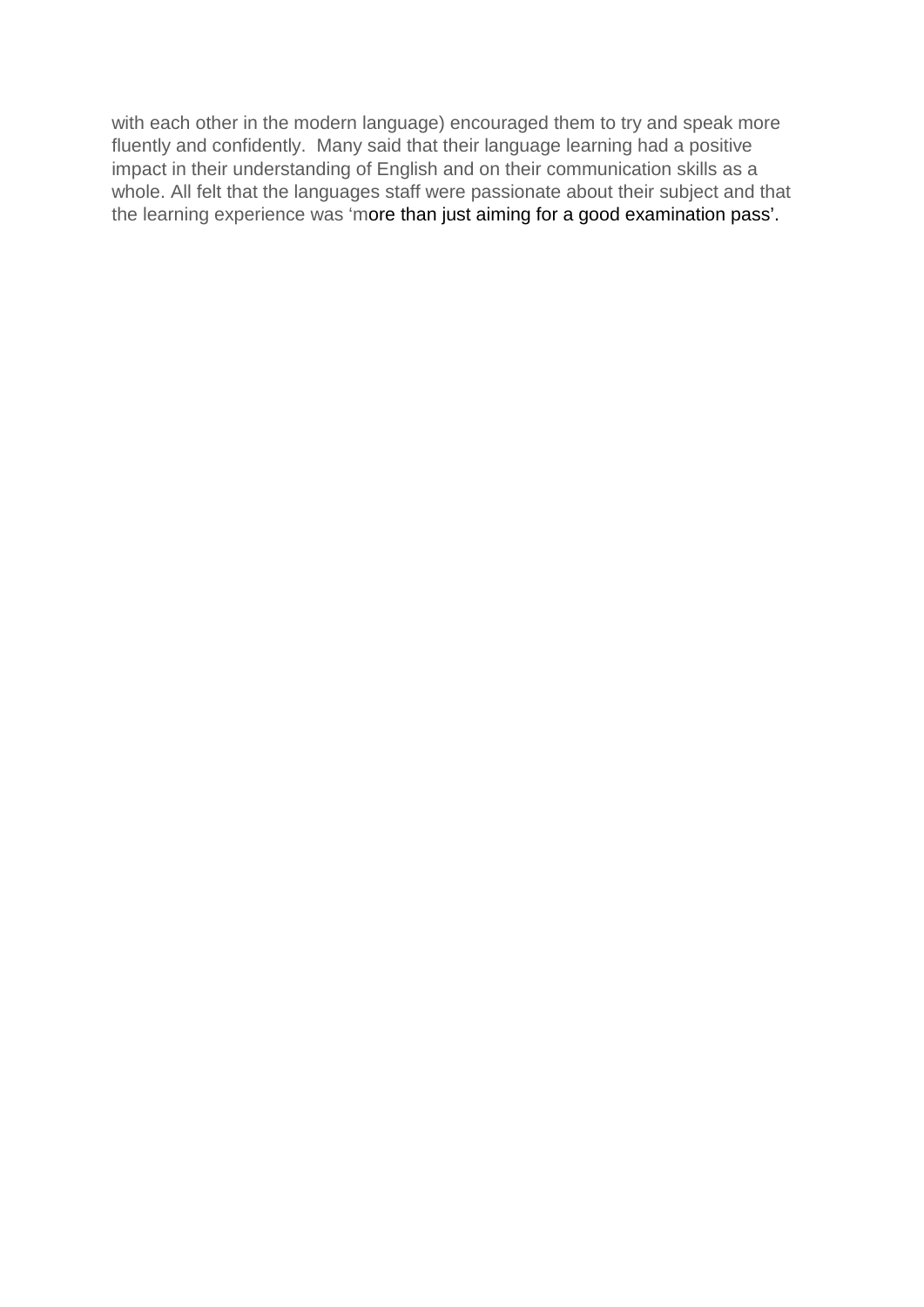with each other in the modern language) encouraged them to try and speak more fluently and confidently. Many said that their language learning had a positive impact in their understanding of English and on their communication skills as a whole. All felt that the languages staff were passionate about their subject and that the learning experience was 'more than just aiming for a good examination pass'.